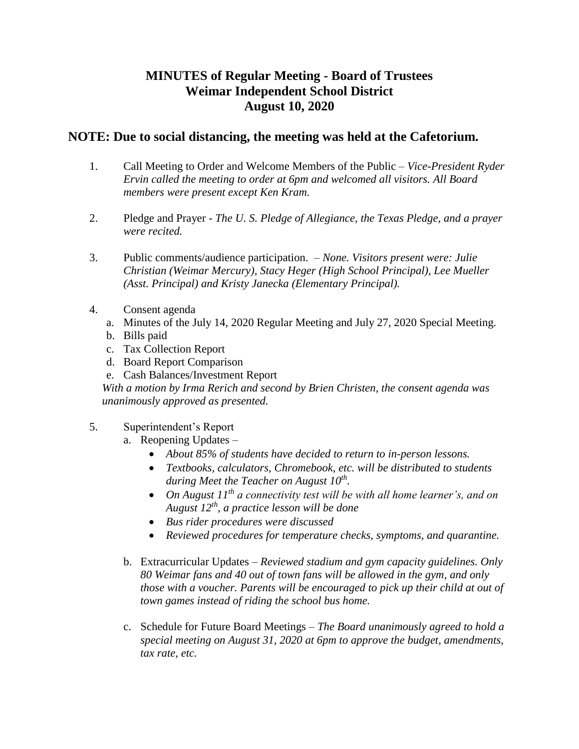# MINUTES of Regular Meeting - Board of Trustees
# Weimar Independent School District
# August 10, 2020

## NOTE: Due to social distancing, the meeting was held at the Cafetorium.

1. Call Meeting to Order and Welcome Members of the Public – *Vice-President Ryder Ervin called the meeting to order at 6pm and welcomed all visitors. All Board members were present except Ken Kram.*

2. Pledge and Prayer - *The U. S. Pledge of Allegiance, the Texas Pledge, and a prayer were recited.*

3. Public comments/audience participation. – *None. Visitors present were: Julie Christian (Weimar Mercury), Stacy Heger (High School Principal), Lee Mueller (Asst. Principal) and Kristy Janecka (Elementary Principal).*

4. Consent agenda
   a. Minutes of the July 14, 2020 Regular Meeting and July 27, 2020 Special Meeting.
   b. Bills paid
   c. Tax Collection Report
   d. Board Report Comparison
   e. Cash Balances/Investment Report

   *With a motion by Irma Rerich and second by Brien Christen, the consent agenda was unanimously approved as presented.*

5. Superintendent's Report
   a. Reopening Updates –
      - *About 85% of students have decided to return to in-person lessons.*
      - *Textbooks, calculators, Chromebook, etc. will be distributed to students during Meet the Teacher on August 10th.*
      - *On August 11th a connectivity test will be with all home learner's, and on August 12th, a practice lesson will be done*
      - *Bus rider procedures were discussed*
      - *Reviewed procedures for temperature checks, symptoms, and quarantine.*

   b. Extracurricular Updates – *Reviewed stadium and gym capacity guidelines. Only 80 Weimar fans and 40 out of town fans will be allowed in the gym, and only those with a voucher. Parents will be encouraged to pick up their child at out of town games instead of riding the school bus home.*

   c. Schedule for Future Board Meetings – *The Board unanimously agreed to hold a special meeting on August 31, 2020 at 6pm to approve the budget, amendments, tax rate, etc.*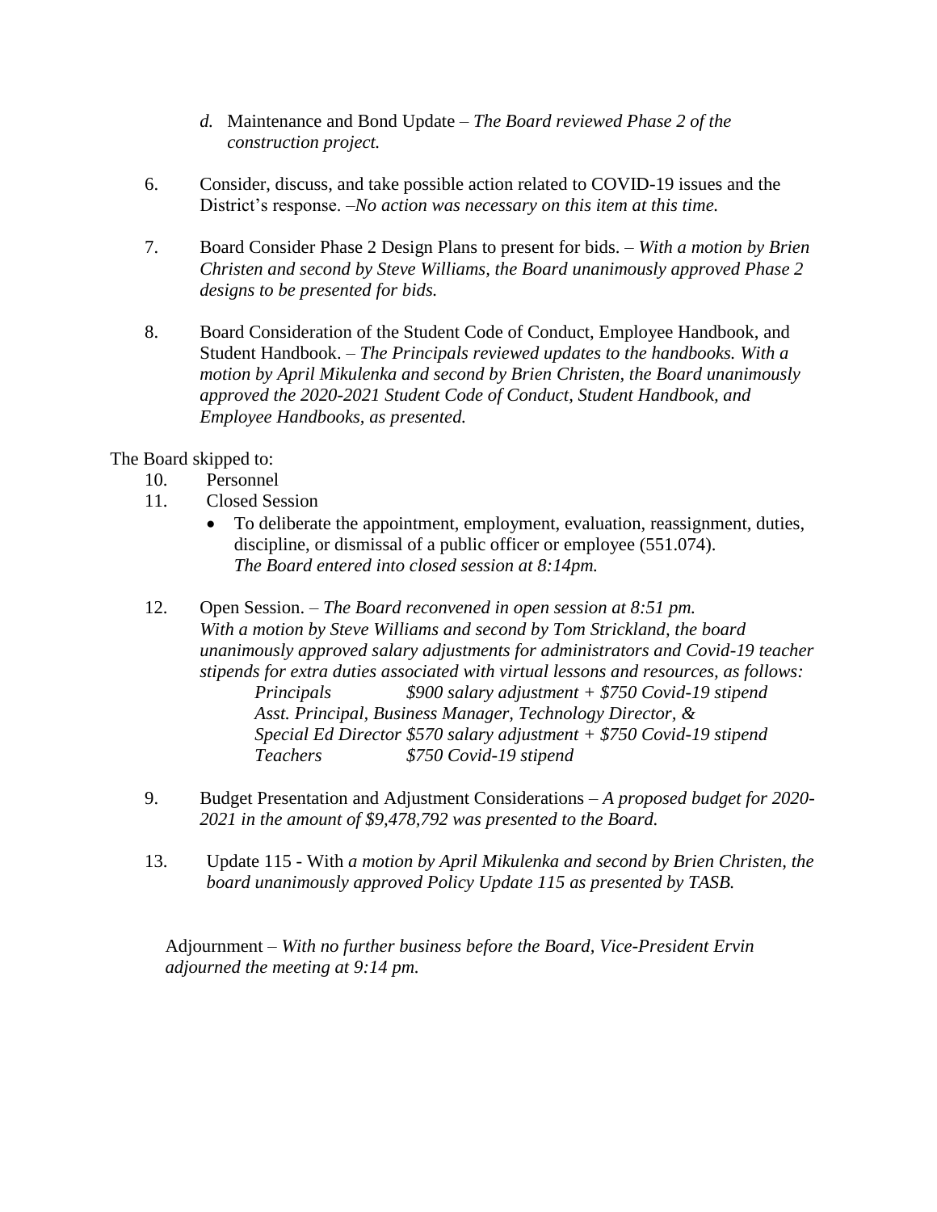*d.* Maintenance and Bond Update – *The Board reviewed Phase 2 of the construction project.*

6. Consider, discuss, and take possible action related to COVID-19 issues and the District's response. –*No action was necessary on this item at this time.*

7. Board Consider Phase 2 Design Plans to present for bids. – *With a motion by Brien Christen and second by Steve Williams, the Board unanimously approved Phase 2 designs to be presented for bids.*

8. Board Consideration of the Student Code of Conduct, Employee Handbook, and Student Handbook. – *The Principals reviewed updates to the handbooks. With a motion by April Mikulenka and second by Brien Christen, the Board unanimously approved the 2020-2021 Student Code of Conduct, Student Handbook, and Employee Handbooks, as presented.*

The Board skipped to:

10. Personnel
11. Closed Session
    - To deliberate the appointment, employment, evaluation, reassignment, duties, discipline, or dismissal of a public officer or employee (551.074).
      *The Board entered into closed session at 8:14pm.*

12. Open Session. – *The Board reconvened in open session at 8:51 pm.*
    *With a motion by Steve Williams and second by Tom Strickland, the board unanimously approved salary adjustments for administrators and Covid-19 teacher stipends for extra duties associated with virtual lessons and resources, as follows:*
    *Principals $900 salary adjustment + $750 Covid-19 stipend*
    *Asst. Principal, Business Manager, Technology Director, &*
    *Special Ed Director $570 salary adjustment + $750 Covid-19 stipend*
    *Teachers $750 Covid-19 stipend*

9. Budget Presentation and Adjustment Considerations – *A proposed budget for 2020-2021 in the amount of $9,478,792 was presented to the Board.*

13. Update 115 - With *a motion by April Mikulenka and second by Brien Christen, the board unanimously approved Policy Update 115 as presented by TASB.*

Adjournment – *With no further business before the Board, Vice-President Ervin adjourned the meeting at 9:14 pm.*